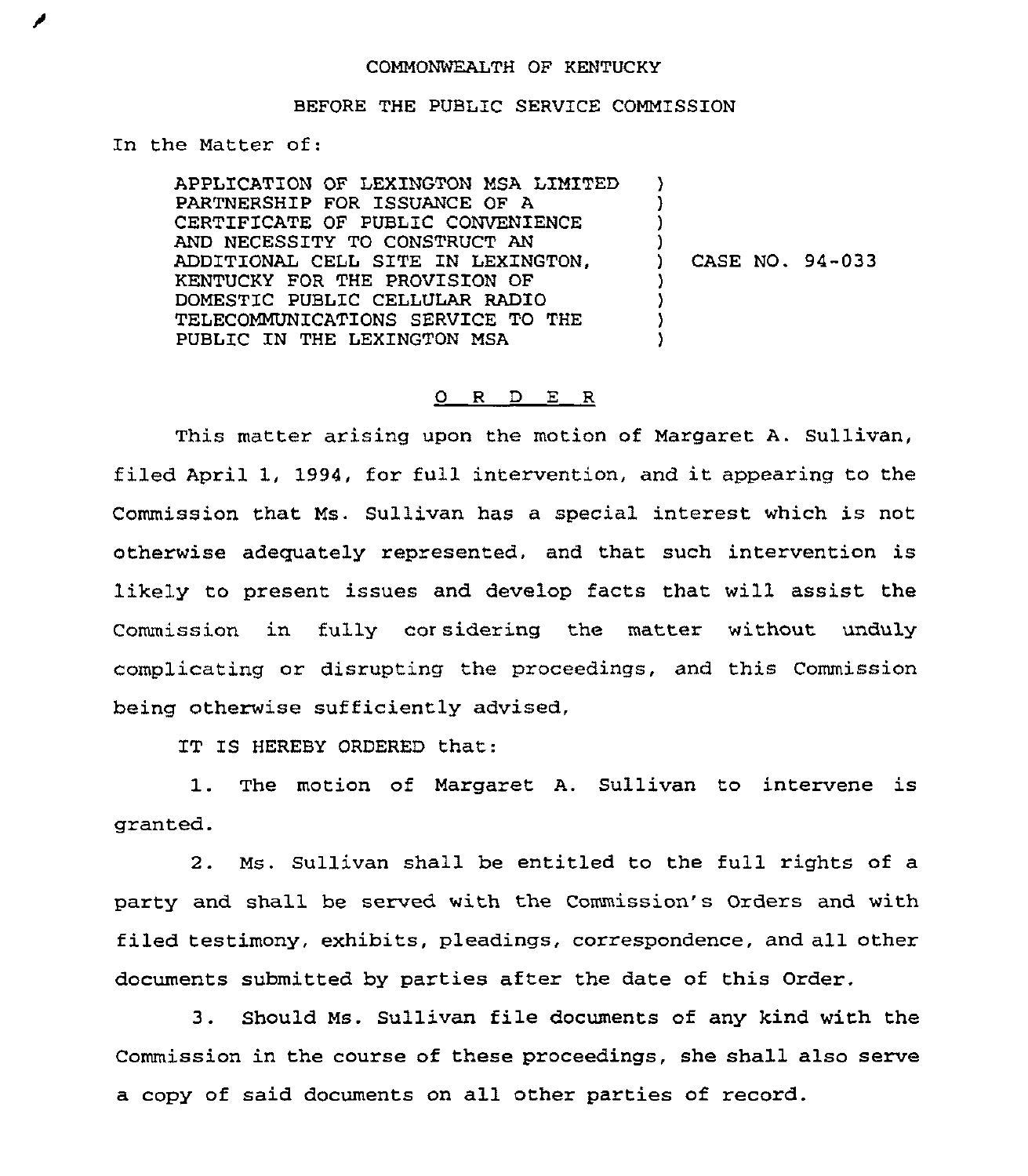COMMONWEALTH OF KENTUCKY

BEFORE THE PUBLIC SERVICE COMMISSION

In the Matter of:

APPLICATION OF LEXINGTON MSA LIMITED PARTNERSHIP FOR ISSUANCE OF A CERTIFICATE OF PUBLIC CONVENIENCE AND NECESSITY TO CONSTRUCT AN ADDITIONAL CELL SITE IN LEXINGTON, KENTUCKY FOR THE PROVISION OF DOMESTIC PUBLIC CELLULAR RADIO TELECOMMUNICATIONS SERVICE TO THE PUBLIC IN THE LEXINGTON MSA ) CASE NO. 94-033

O R D E R

This matter arising upon the motion of Margaret A. Sullivan, filed April 1, 1994, for full intervention, and it appearing to the Commission that Ms. Sullivan has a special interest which is not otherwise adequately represented, and that such intervention is likely to present issues and develop facts that will assist the Commission in fully considering the matter without unduly complicating or disrupting the proceedings, and this Commission being otherwise sufficiently advised,

IT IS HEREBY ORDERED that:

1. The motion of Margaret A. Sullivan to intervene is granted.

2. Ms. Sullivan shall be entitled to the full rights of a party and shall be served with the Commission's Orders and with filed testimony, exhibits, pleadings, correspondence, and all other documents submitted by parties after the date of this Order.

3. Should Ms. Sullivan file documents of any kind with the Commission in the course of these proceedings, she shall also serve a copy of said documents on all other parties of record.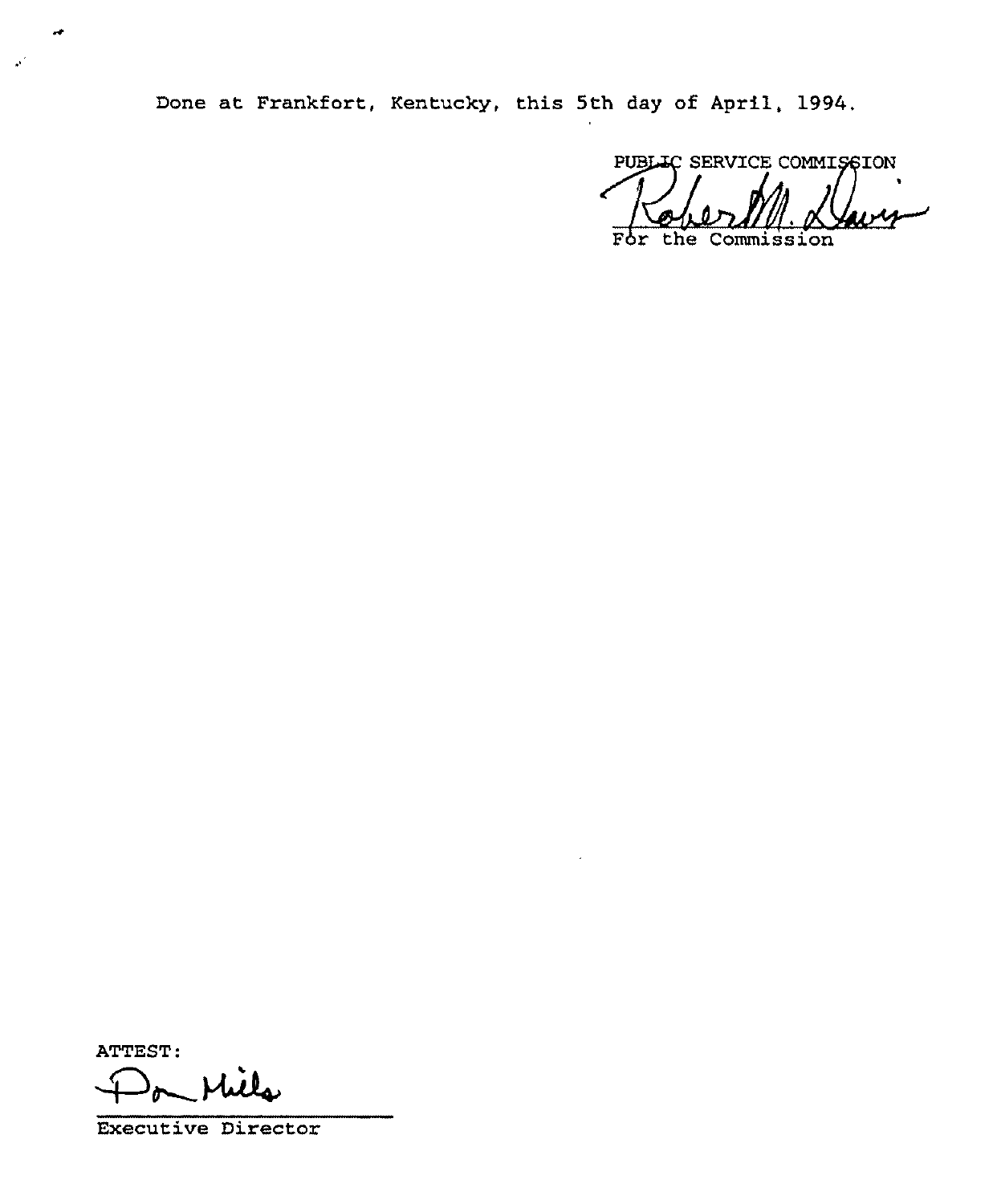Done at Frankfort, Kentucky, this 5th day of April, 1994.

PUBLIC SERVICE COMMISSION

For the Commission

ATTEST:

Executive Director